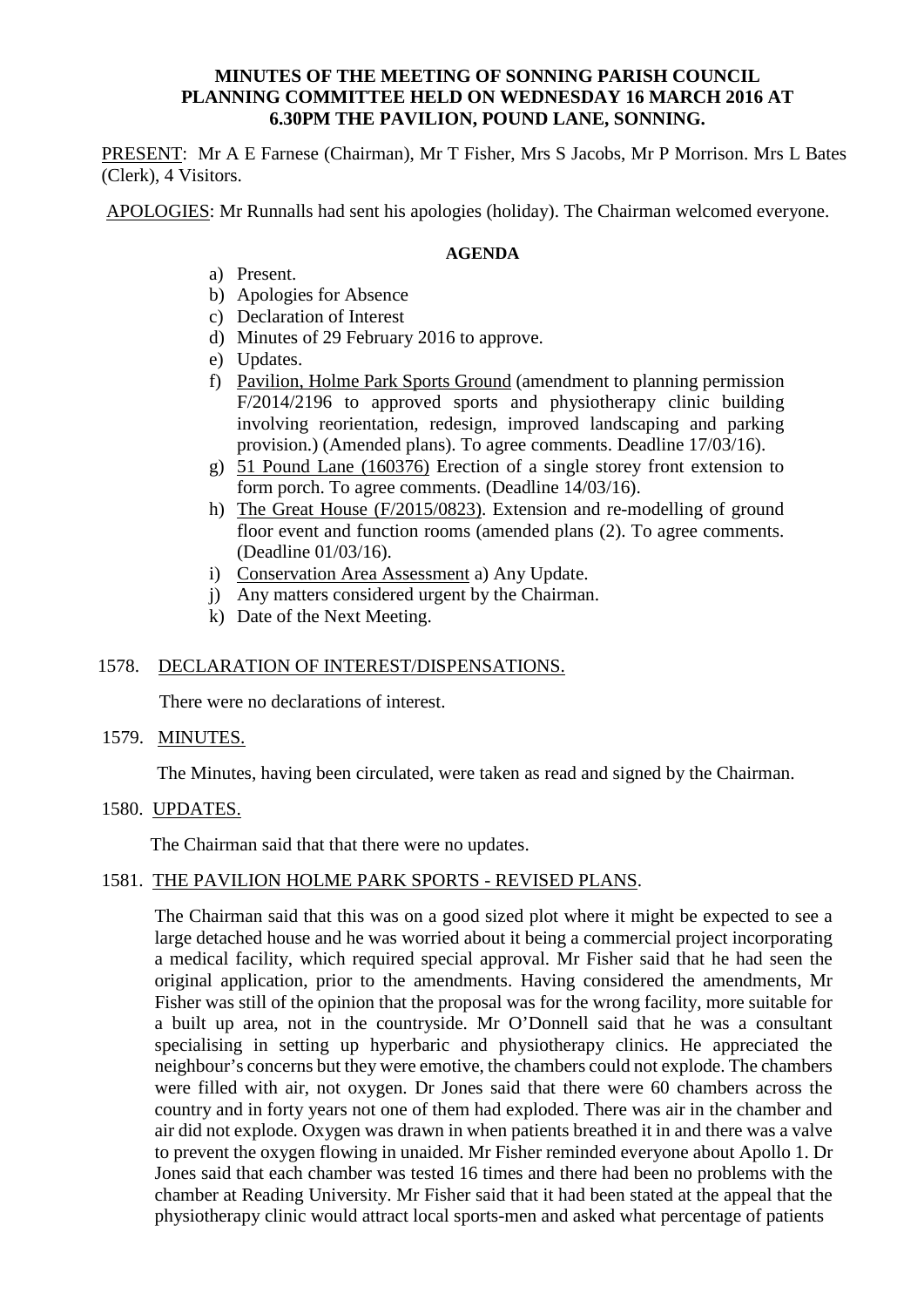# MINUTES OF THE MEETING OF SONNING PARISH COUNCIL PLANNING COMMITTEE HELD ON WEDNESDAY 16 MARCH 2016 AT 6.30PM THE PAVILION, POUND LANE, SONNING.

PRESENT: Mr A E Farnese (Chairman), Mr T Fisher, Mrs S Jacobs, Mr P Morrison. Mrs L Bates (Clerk), 4 Visitors.

APOLOGIES: Mr Runnalls had sent his apologies (holiday). The Chairman welcomed everyone.

**AGENDA**

a) Present.
b) Apologies for Absence
c) Declaration of Interest
d) Minutes of 29 February 2016 to approve.
e) Updates.
f) Pavilion, Holme Park Sports Ground (amendment to planning permission F/2014/2196 to approved sports and physiotherapy clinic building involving reorientation, redesign, improved landscaping and parking provision.) (Amended plans). To agree comments. Deadline 17/03/16).
g) 51 Pound Lane (160376) Erection of a single storey front extension to form porch. To agree comments. (Deadline 14/03/16).
h) The Great House (F/2015/0823). Extension and re-modelling of ground floor event and function rooms (amended plans (2). To agree comments. (Deadline 01/03/16).
i) Conservation Area Assessment a) Any Update.
j) Any matters considered urgent by the Chairman.
k) Date of the Next Meeting.

1578. DECLARATION OF INTEREST/DISPENSATIONS.

There were no declarations of interest.

1579. MINUTES.

The Minutes, having been circulated, were taken as read and signed by the Chairman.

1580. UPDATES.

The Chairman said that that there were no updates.

1581. THE PAVILION HOLME PARK SPORTS - REVISED PLANS.

The Chairman said that this was on a good sized plot where it might be expected to see a large detached house and he was worried about it being a commercial project incorporating a medical facility, which required special approval. Mr Fisher said that he had seen the original application, prior to the amendments. Having considered the amendments, Mr Fisher was still of the opinion that the proposal was for the wrong facility, more suitable for a built up area, not in the countryside. Mr O'Donnell said that he was a consultant specialising in setting up hyperbaric and physiotherapy clinics. He appreciated the neighbour's concerns but they were emotive, the chambers could not explode. The chambers were filled with air, not oxygen. Dr Jones said that there were 60 chambers across the country and in forty years not one of them had exploded. There was air in the chamber and air did not explode. Oxygen was drawn in when patients breathed it in and there was a valve to prevent the oxygen flowing in unaided. Mr Fisher reminded everyone about Apollo 1. Dr Jones said that each chamber was tested 16 times and there had been no problems with the chamber at Reading University. Mr Fisher said that it had been stated at the appeal that the physiotherapy clinic would attract local sports-men and asked what percentage of patients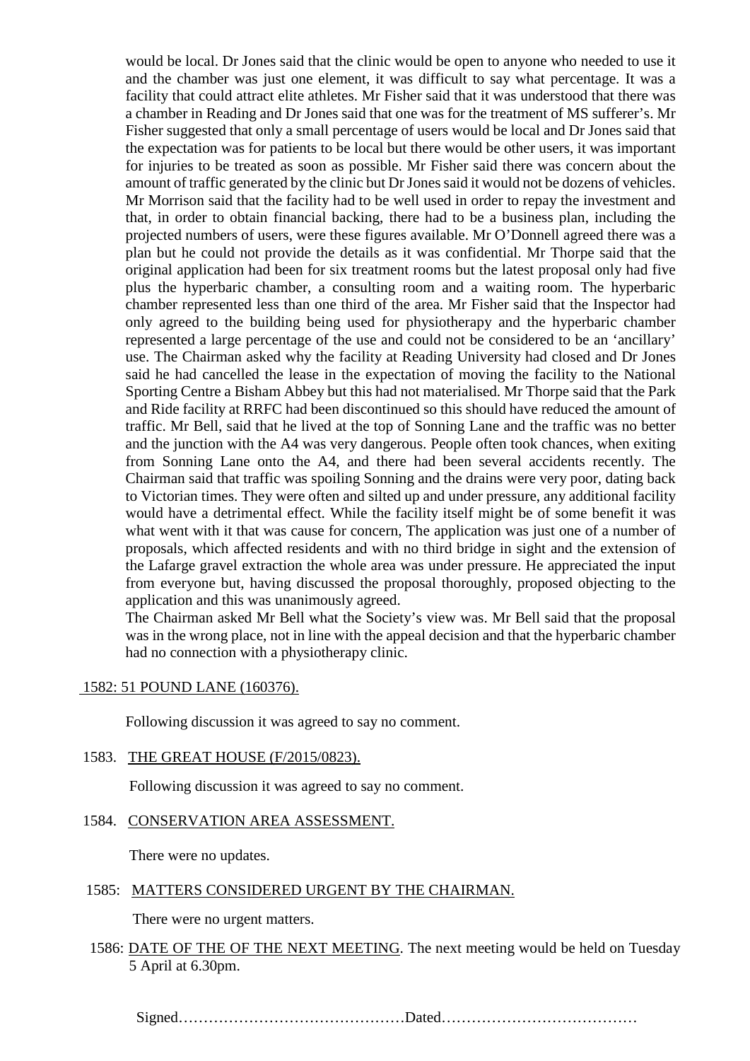would be local. Dr Jones said that the clinic would be open to anyone who needed to use it and the chamber was just one element, it was difficult to say what percentage. It was a facility that could attract elite athletes. Mr Fisher said that it was understood that there was a chamber in Reading and Dr Jones said that one was for the treatment of MS sufferer's. Mr Fisher suggested that only a small percentage of users would be local and Dr Jones said that the expectation was for patients to be local but there would be other users, it was important for injuries to be treated as soon as possible. Mr Fisher said there was concern about the amount of traffic generated by the clinic but Dr Jones said it would not be dozens of vehicles. Mr Morrison said that the facility had to be well used in order to repay the investment and that, in order to obtain financial backing, there had to be a business plan, including the projected numbers of users, were these figures available. Mr O'Donnell agreed there was a plan but he could not provide the details as it was confidential. Mr Thorpe said that the original application had been for six treatment rooms but the latest proposal only had five plus the hyperbaric chamber, a consulting room and a waiting room. The hyperbaric chamber represented less than one third of the area. Mr Fisher said that the Inspector had only agreed to the building being used for physiotherapy and the hyperbaric chamber represented a large percentage of the use and could not be considered to be an 'ancillary' use. The Chairman asked why the facility at Reading University had closed and Dr Jones said he had cancelled the lease in the expectation of moving the facility to the National Sporting Centre a Bisham Abbey but this had not materialised. Mr Thorpe said that the Park and Ride facility at RRFC had been discontinued so this should have reduced the amount of traffic. Mr Bell, said that he lived at the top of Sonning Lane and the traffic was no better and the junction with the A4 was very dangerous. People often took chances, when exiting from Sonning Lane onto the A4, and there had been several accidents recently. The Chairman said that traffic was spoiling Sonning and the drains were very poor, dating back to Victorian times. They were often and silted up and under pressure, any additional facility would have a detrimental effect. While the facility itself might be of some benefit it was what went with it that was cause for concern, The application was just one of a number of proposals, which affected residents and with no third bridge in sight and the extension of the Lafarge gravel extraction the whole area was under pressure. He appreciated the input from everyone but, having discussed the proposal thoroughly, proposed objecting to the application and this was unanimously agreed.

The Chairman asked Mr Bell what the Society's view was. Mr Bell said that the proposal was in the wrong place, not in line with the appeal decision and that the hyperbaric chamber had no connection with a physiotherapy clinic.

1582: 51 POUND LANE (160376).

Following discussion it was agreed to say no comment.

1583. THE GREAT HOUSE (F/2015/0823).

Following discussion it was agreed to say no comment.

1584. CONSERVATION AREA ASSESSMENT.

There were no updates.

1585: MATTERS CONSIDERED URGENT BY THE CHAIRMAN.

There were no urgent matters.

1586: DATE OF THE OF THE NEXT MEETING. The next meeting would be held on Tuesday 5 April at 6.30pm.

Signed………………………………………Dated…………………………………